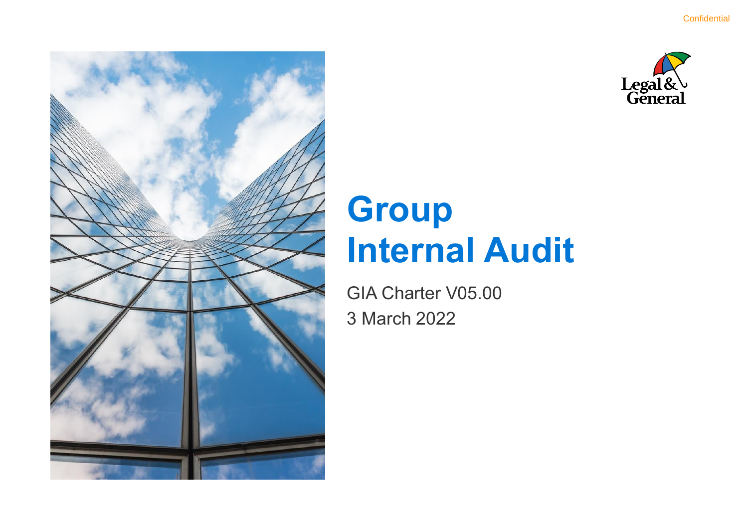Confidential

Legal & General

# Group Internal Audit

GIA Charter V05.00

3 March 2022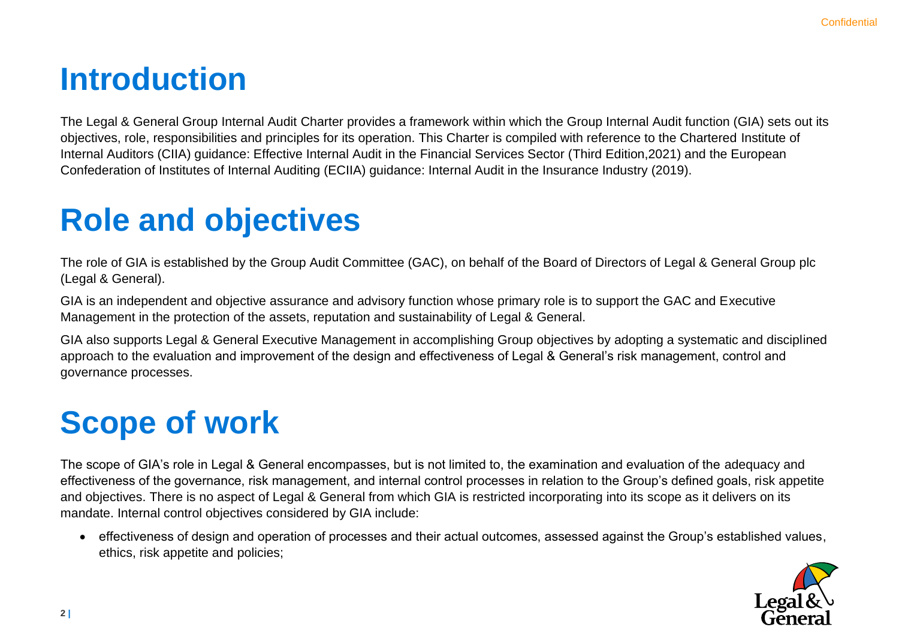# Introduction

The Legal & General Group Internal Audit Charter provides a framework within which the Group Internal Audit function (GIA) sets out its objectives, role, responsibilities and principles for its operation. This Charter is compiled with reference to the Chartered Institute of Internal Auditors (CIIA) guidance: Effective Internal Audit in the Financial Services Sector (Third Edition,2021) and the European Confederation of Institutes of Internal Auditing (ECIIA) guidance: Internal Audit in the Insurance Industry (2019).

# Role and objectives

The role of GIA is established by the Group Audit Committee (GAC), on behalf of the Board of Directors of Legal & General Group plc (Legal & General).

GIA is an independent and objective assurance and advisory function whose primary role is to support the GAC and Executive Management in the protection of the assets, reputation and sustainability of Legal & General.

GIA also supports Legal & General Executive Management in accomplishing Group objectives by adopting a systematic and disciplined approach to the evaluation and improvement of the design and effectiveness of Legal & General's risk management, control and governance processes.

# Scope of work

The scope of GIA's role in Legal & General encompasses, but is not limited to, the examination and evaluation of the adequacy and effectiveness of the governance, risk management, and internal control processes in relation to the Group's defined goals, risk appetite and objectives. There is no aspect of Legal & General from which GIA is restricted incorporating into its scope as it delivers on its mandate. Internal control objectives considered by GIA include:

- effectiveness of design and operation of processes and their actual outcomes, assessed against the Group's established values, ethics, risk appetite and policies;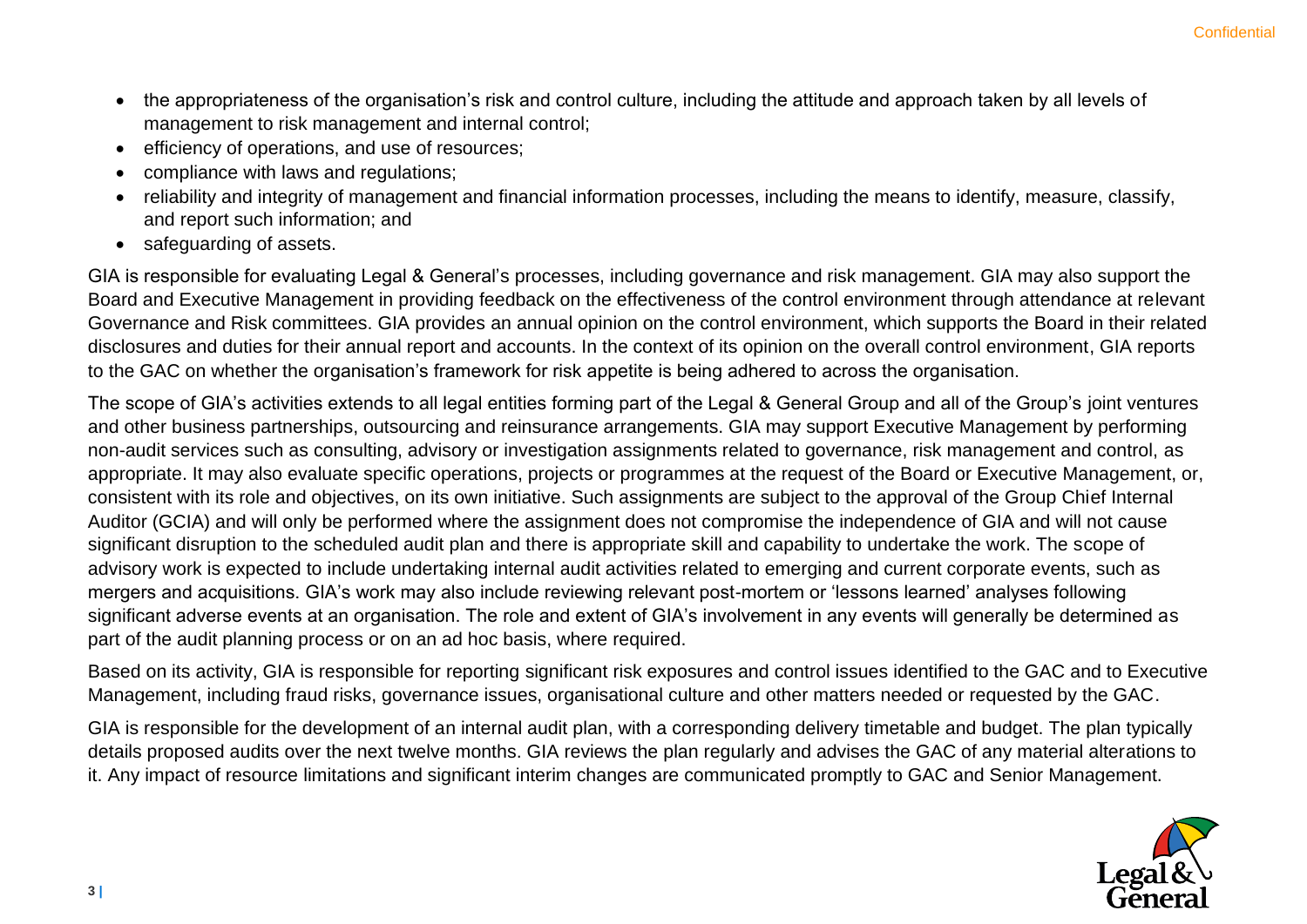- the appropriateness of the organisation's risk and control culture, including the attitude and approach taken by all levels of management to risk management and internal control;
- efficiency of operations, and use of resources;
- compliance with laws and regulations;
- reliability and integrity of management and financial information processes, including the means to identify, measure, classify, and report such information; and
- safeguarding of assets.

GIA is responsible for evaluating Legal & General's processes, including governance and risk management. GIA may also support the Board and Executive Management in providing feedback on the effectiveness of the control environment through attendance at relevant Governance and Risk committees. GIA provides an annual opinion on the control environment, which supports the Board in their related disclosures and duties for their annual report and accounts. In the context of its opinion on the overall control environment, GIA reports to the GAC on whether the organisation's framework for risk appetite is being adhered to across the organisation.

The scope of GIA's activities extends to all legal entities forming part of the Legal & General Group and all of the Group's joint ventures and other business partnerships, outsourcing and reinsurance arrangements. GIA may support Executive Management by performing non-audit services such as consulting, advisory or investigation assignments related to governance, risk management and control, as appropriate. It may also evaluate specific operations, projects or programmes at the request of the Board or Executive Management, or, consistent with its role and objectives, on its own initiative. Such assignments are subject to the approval of the Group Chief Internal Auditor (GCIA) and will only be performed where the assignment does not compromise the independence of GIA and will not cause significant disruption to the scheduled audit plan and there is appropriate skill and capability to undertake the work. The scope of advisory work is expected to include undertaking internal audit activities related to emerging and current corporate events, such as mergers and acquisitions. GIA's work may also include reviewing relevant post-mortem or 'lessons learned' analyses following significant adverse events at an organisation. The role and extent of GIA's involvement in any events will generally be determined as part of the audit planning process or on an ad hoc basis, where required.

Based on its activity, GIA is responsible for reporting significant risk exposures and control issues identified to the GAC and to Executive Management, including fraud risks, governance issues, organisational culture and other matters needed or requested by the GAC.

GIA is responsible for the development of an internal audit plan, with a corresponding delivery timetable and budget. The plan typically details proposed audits over the next twelve months. GIA reviews the plan regularly and advises the GAC of any material alterations to it. Any impact of resource limitations and significant interim changes are communicated promptly to GAC and Senior Management.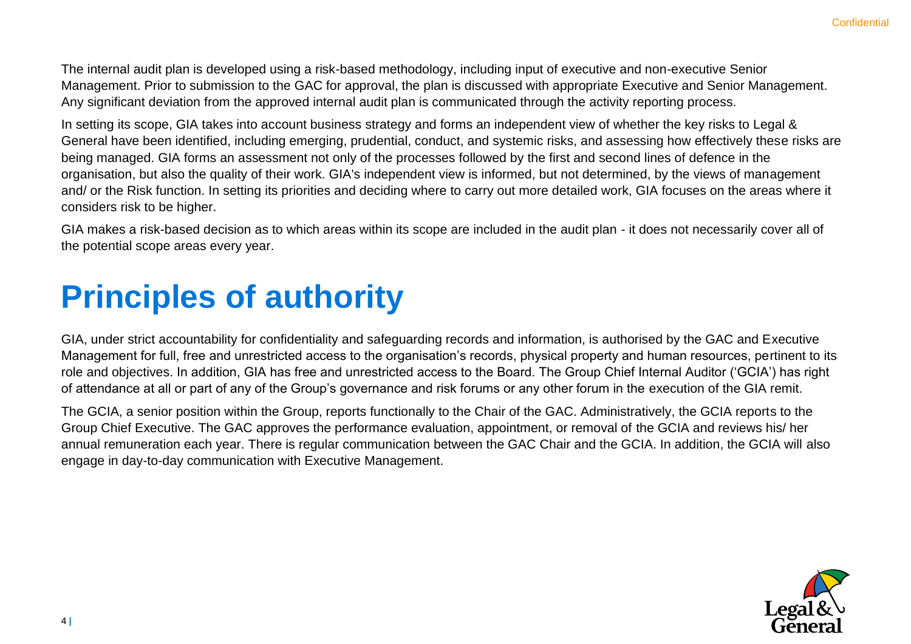The internal audit plan is developed using a risk-based methodology, including input of executive and non-executive Senior Management. Prior to submission to the GAC for approval, the plan is discussed with appropriate Executive and Senior Management. Any significant deviation from the approved internal audit plan is communicated through the activity reporting process.

In setting its scope, GIA takes into account business strategy and forms an independent view of whether the key risks to Legal & General have been identified, including emerging, prudential, conduct, and systemic risks, and assessing how effectively these risks are being managed. GIA forms an assessment not only of the processes followed by the first and second lines of defence in the organisation, but also the quality of their work. GIA's independent view is informed, but not determined, by the views of management and/ or the Risk function. In setting its priorities and deciding where to carry out more detailed work, GIA focuses on the areas where it considers risk to be higher.

GIA makes a risk-based decision as to which areas within its scope are included in the audit plan - it does not necessarily cover all of the potential scope areas every year.

# Principles of authority

GIA, under strict accountability for confidentiality and safeguarding records and information, is authorised by the GAC and Executive Management for full, free and unrestricted access to the organisation's records, physical property and human resources, pertinent to its role and objectives. In addition, GIA has free and unrestricted access to the Board. The Group Chief Internal Auditor ('GCIA') has right of attendance at all or part of any of the Group's governance and risk forums or any other forum in the execution of the GIA remit.

The GCIA, a senior position within the Group, reports functionally to the Chair of the GAC. Administratively, the GCIA reports to the Group Chief Executive. The GAC approves the performance evaluation, appointment, or removal of the GCIA and reviews his/ her annual remuneration each year. There is regular communication between the GAC Chair and the GCIA. In addition, the GCIA will also engage in day-to-day communication with Executive Management.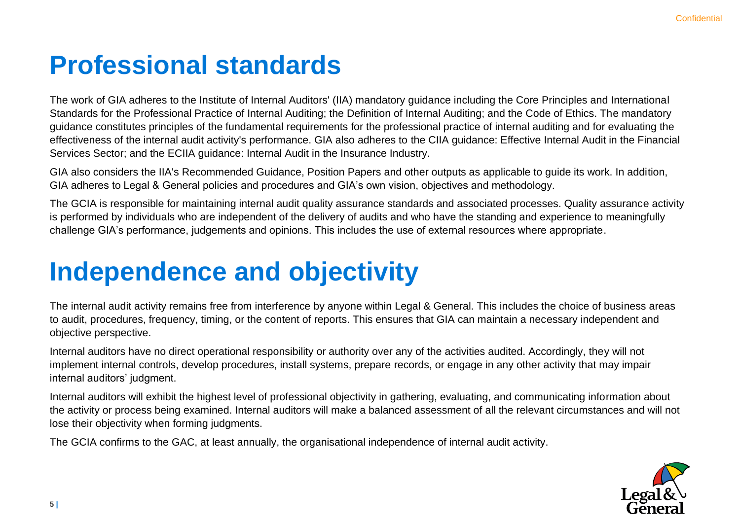# Professional standards

The work of GIA adheres to the Institute of Internal Auditors' (IIA) mandatory guidance including the Core Principles and International Standards for the Professional Practice of Internal Auditing; the Definition of Internal Auditing; and the Code of Ethics. The mandatory guidance constitutes principles of the fundamental requirements for the professional practice of internal auditing and for evaluating the effectiveness of the internal audit activity's performance. GIA also adheres to the CIIA guidance: Effective Internal Audit in the Financial Services Sector; and the ECIIA guidance: Internal Audit in the Insurance Industry.

GIA also considers the IIA's Recommended Guidance, Position Papers and other outputs as applicable to guide its work. In addition, GIA adheres to Legal & General policies and procedures and GIA's own vision, objectives and methodology.

The GCIA is responsible for maintaining internal audit quality assurance standards and associated processes. Quality assurance activity is performed by individuals who are independent of the delivery of audits and who have the standing and experience to meaningfully challenge GIA's performance, judgements and opinions. This includes the use of external resources where appropriate.

# Independence and objectivity

The internal audit activity remains free from interference by anyone within Legal & General. This includes the choice of business areas to audit, procedures, frequency, timing, or the content of reports. This ensures that GIA can maintain a necessary independent and objective perspective.

Internal auditors have no direct operational responsibility or authority over any of the activities audited. Accordingly, they will not implement internal controls, develop procedures, install systems, prepare records, or engage in any other activity that may impair internal auditors' judgment.

Internal auditors will exhibit the highest level of professional objectivity in gathering, evaluating, and communicating information about the activity or process being examined. Internal auditors will make a balanced assessment of all the relevant circumstances and will not lose their objectivity when forming judgments.

The GCIA confirms to the GAC, at least annually, the organisational independence of internal audit activity.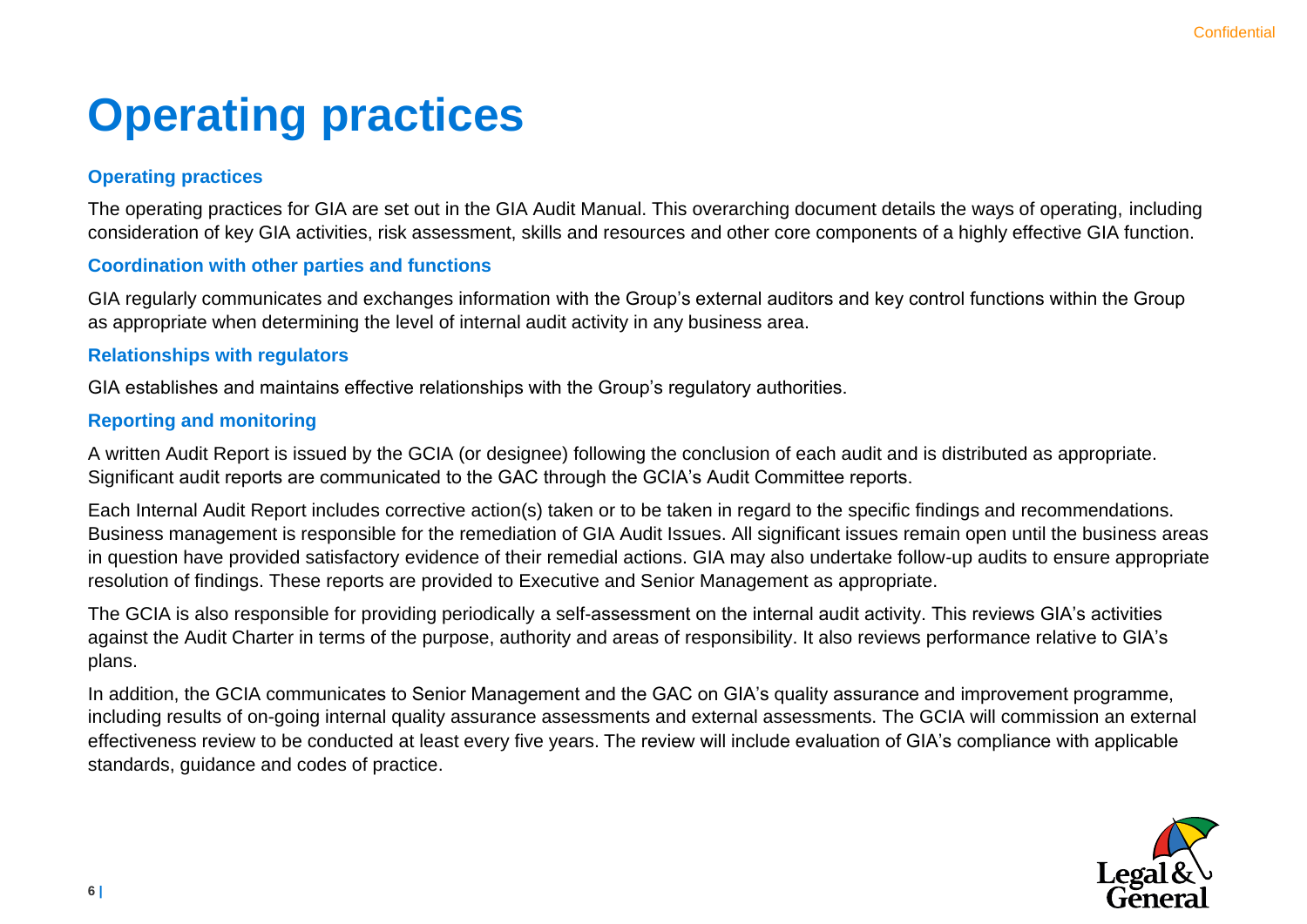# Operating practices

### Operating practices

The operating practices for GIA are set out in the GIA Audit Manual. This overarching document details the ways of operating, including consideration of key GIA activities, risk assessment, skills and resources and other core components of a highly effective GIA function.

### Coordination with other parties and functions

GIA regularly communicates and exchanges information with the Group's external auditors and key control functions within the Group as appropriate when determining the level of internal audit activity in any business area.

### Relationships with regulators

GIA establishes and maintains effective relationships with the Group's regulatory authorities.

### Reporting and monitoring

A written Audit Report is issued by the GCIA (or designee) following the conclusion of each audit and is distributed as appropriate. Significant audit reports are communicated to the GAC through the GCIA's Audit Committee reports.

Each Internal Audit Report includes corrective action(s) taken or to be taken in regard to the specific findings and recommendations. Business management is responsible for the remediation of GIA Audit Issues. All significant issues remain open until the business areas in question have provided satisfactory evidence of their remedial actions. GIA may also undertake follow-up audits to ensure appropriate resolution of findings. These reports are provided to Executive and Senior Management as appropriate.

The GCIA is also responsible for providing periodically a self-assessment on the internal audit activity. This reviews GIA's activities against the Audit Charter in terms of the purpose, authority and areas of responsibility. It also reviews performance relative to GIA's plans.

In addition, the GCIA communicates to Senior Management and the GAC on GIA's quality assurance and improvement programme, including results of on-going internal quality assurance assessments and external assessments. The GCIA will commission an external effectiveness review to be conducted at least every five years. The review will include evaluation of GIA's compliance with applicable standards, guidance and codes of practice.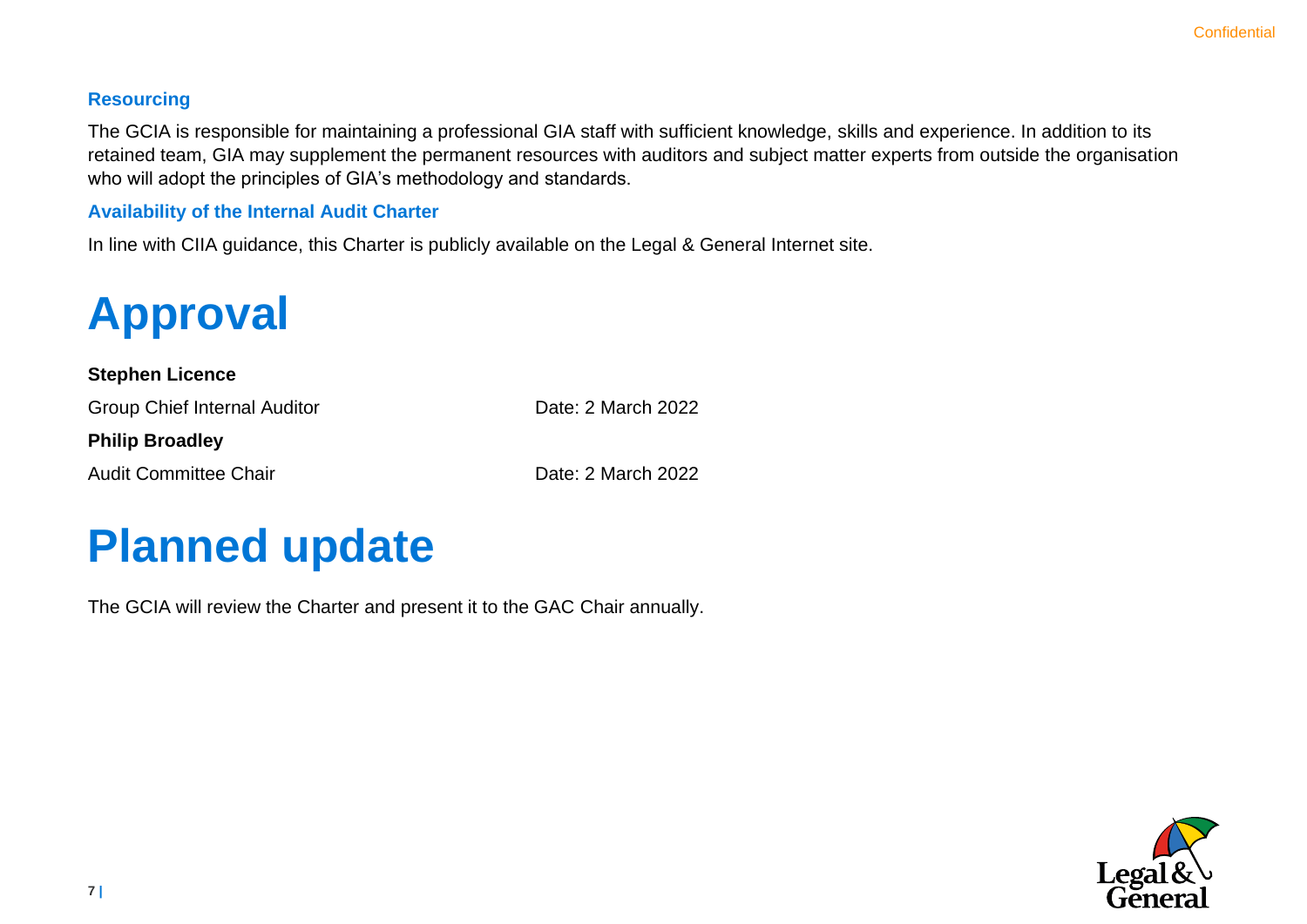### Resourcing

The GCIA is responsible for maintaining a professional GIA staff with sufficient knowledge, skills and experience. In addition to its retained team, GIA may supplement the permanent resources with auditors and subject matter experts from outside the organisation who will adopt the principles of GIA's methodology and standards.

### Availability of the Internal Audit Charter

In line with CIIA guidance, this Charter is publicly available on the Legal & General Internet site.

# Approval

**Stephen Licence**

Group Chief Internal Auditor — Date: 2 March 2022

**Philip Broadley**

Audit Committee Chair — Date: 2 March 2022

# Planned update

The GCIA will review the Charter and present it to the GAC Chair annually.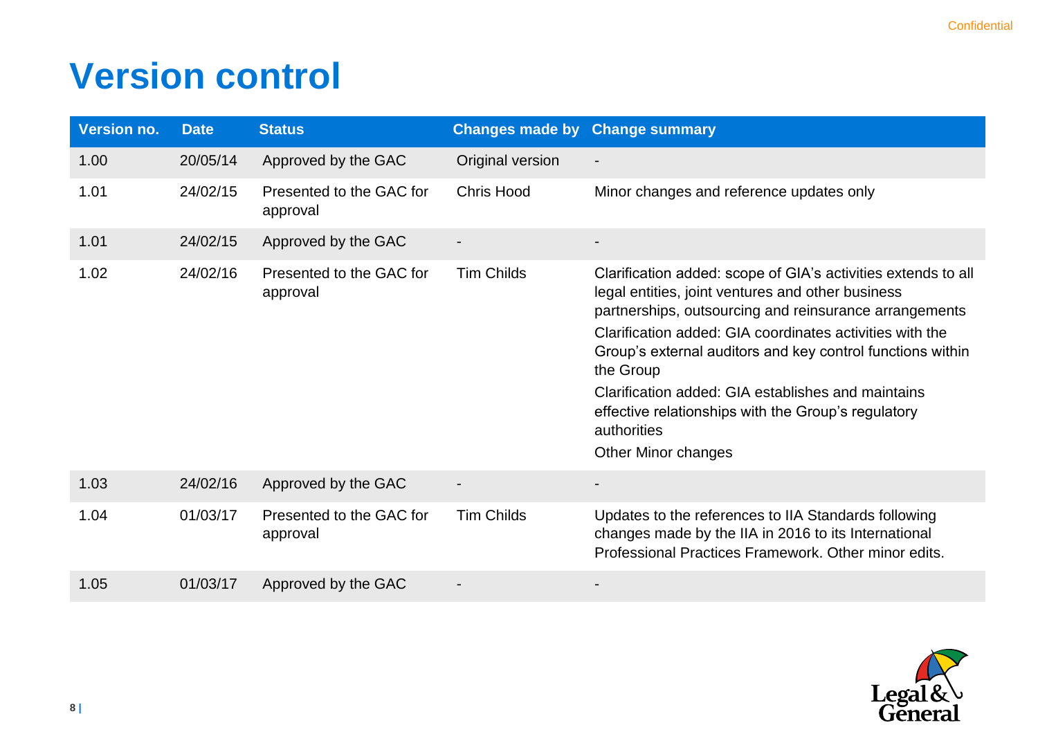# Version control

| Version no. | Date | Status | Changes made by | Change summary |
|---|---|---|---|---|
| 1.00 | 20/05/14 | Approved by the GAC | Original version | - |
| 1.01 | 24/02/15 | Presented to the GAC for approval | Chris Hood | Minor changes and reference updates only |
| 1.01 | 24/02/15 | Approved by the GAC | - | - |
| 1.02 | 24/02/16 | Presented to the GAC for approval | Tim Childs | Clarification added: scope of GIA's activities extends to all legal entities, joint ventures and other business partnerships, outsourcing and reinsurance arrangements<br>Clarification added: GIA coordinates activities with the Group's external auditors and key control functions within the Group<br>Clarification added: GIA establishes and maintains effective relationships with the Group's regulatory authorities<br>Other Minor changes |
| 1.03 | 24/02/16 | Approved by the GAC | - | - |
| 1.04 | 01/03/17 | Presented to the GAC for approval | Tim Childs | Updates to the references to IIA Standards following changes made by the IIA in 2016 to its International Professional Practices Framework. Other minor edits. |
| 1.05 | 01/03/17 | Approved by the GAC | - | - |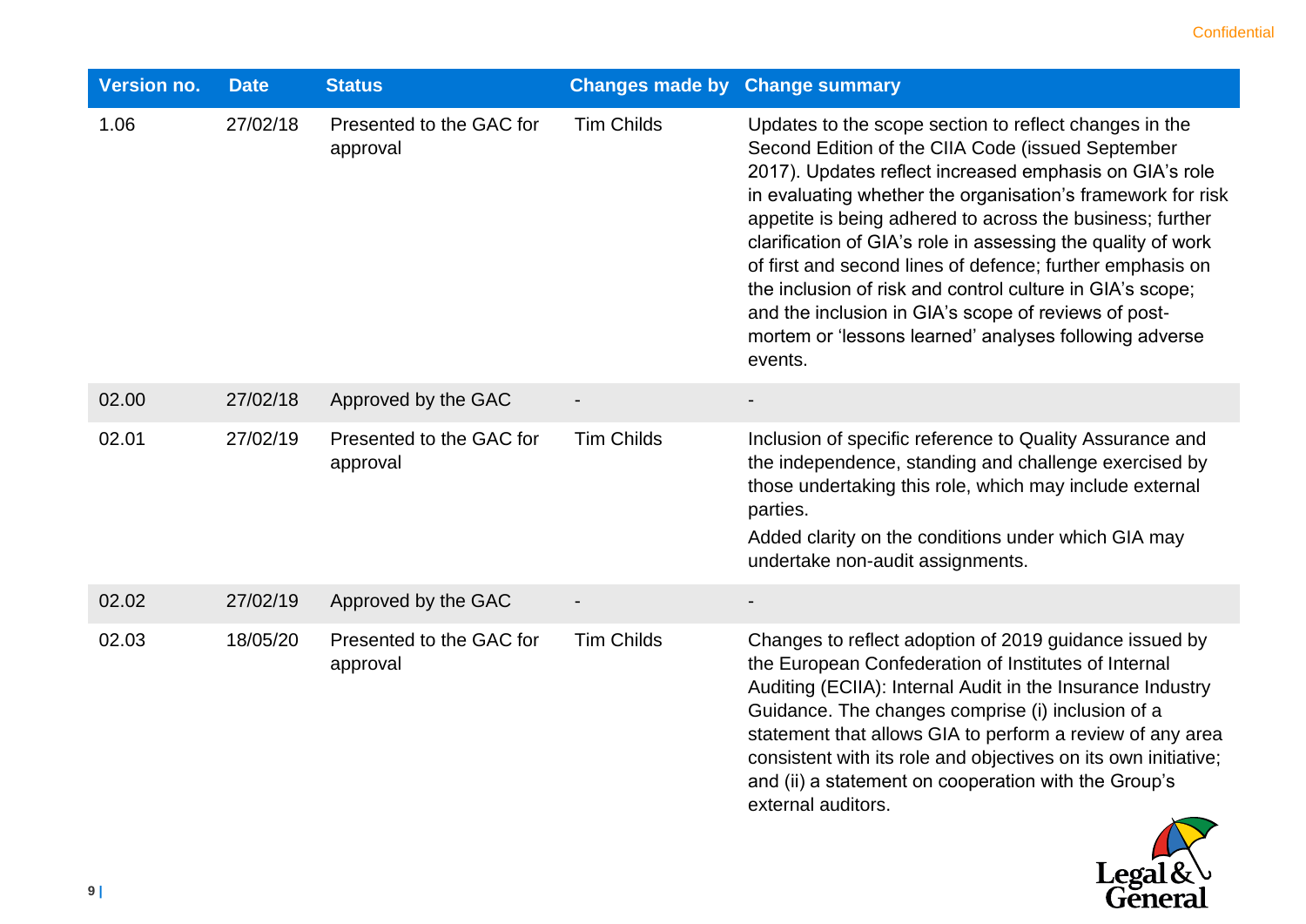| Version no. | Date | Status | Changes made by | Change summary |
|---|---|---|---|---|
| 1.06 | 27/02/18 | Presented to the GAC for approval | Tim Childs | Updates to the scope section to reflect changes in the Second Edition of the CIIA Code (issued September 2017). Updates reflect increased emphasis on GIA's role in evaluating whether the organisation's framework for risk appetite is being adhered to across the business; further clarification of GIA's role in assessing the quality of work of first and second lines of defence; further emphasis on the inclusion of risk and control culture in GIA's scope; and the inclusion in GIA's scope of reviews of post-mortem or 'lessons learned' analyses following adverse events. |
| 02.00 | 27/02/18 | Approved by the GAC | - | - |
| 02.01 | 27/02/19 | Presented to the GAC for approval | Tim Childs | Inclusion of specific reference to Quality Assurance and the independence, standing and challenge exercised by those undertaking this role, which may include external parties.<br>Added clarity on the conditions under which GIA may undertake non-audit assignments. |
| 02.02 | 27/02/19 | Approved by the GAC | - | - |
| 02.03 | 18/05/20 | Presented to the GAC for approval | Tim Childs | Changes to reflect adoption of 2019 guidance issued by the European Confederation of Institutes of Internal Auditing (ECIIA): Internal Audit in the Insurance Industry Guidance. The changes comprise (i) inclusion of a statement that allows GIA to perform a review of any area consistent with its role and objectives on its own initiative; and (ii) a statement on cooperation with the Group's external auditors. |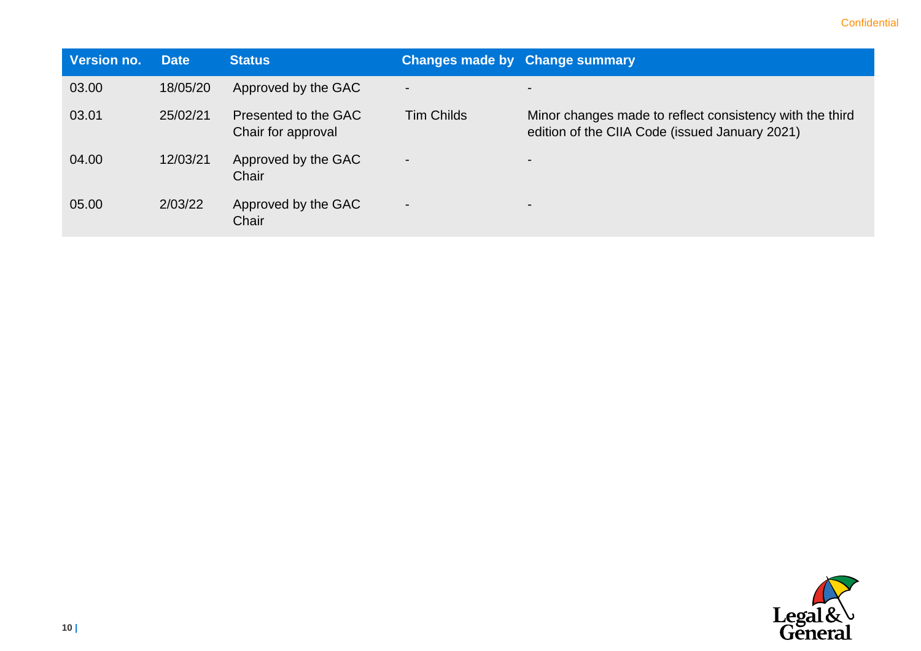| Version no. | Date | Status | Changes made by | Change summary |
| --- | --- | --- | --- | --- |
| 03.00 | 18/05/20 | Approved by the GAC | - | - |
| 03.01 | 25/02/21 | Presented to the GAC Chair for approval | Tim Childs | Minor changes made to reflect consistency with the third edition of the CIIA Code (issued January 2021) |
| 04.00 | 12/03/21 | Approved by the GAC Chair | - | - |
| 05.00 | 2/03/22 | Approved by the GAC Chair | - | - |